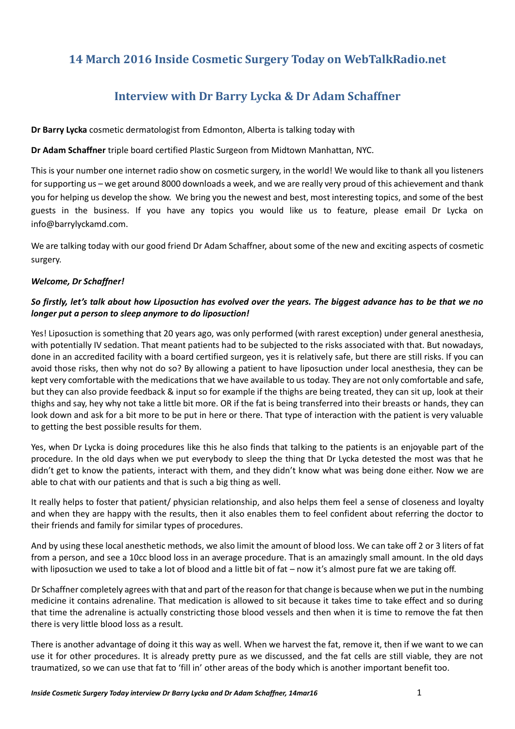## 14 March 2016 Inside Cosmetic Surgery Today on WebTalkRadio.net

## Interview with Dr Barry Lycka & Dr Adam Schaffner

**Dr Barry Lycka** cosmetic dermatologist from Edmonton, Alberta is talking today with

**Dr Adam Schaffner** triple board certified Plastic Surgeon from Midtown Manhattan, NYC.

This is your number one internet radio show on cosmetic surgery, in the world! We would like to thank all you listeners for supporting us – we get around 8000 downloads a week, and we are really very proud of this achievement and thank you for helping us develop the show. We bring you the newest and best, most interesting topics, and some of the best guests in the business. If you have any topics you would like us to feature, please email Dr Lycka on info@barrylyckamd.com.

We are talking today with our good friend Dr Adam Schaffner, about some of the new and exciting aspects of cosmetic surgery.

***Welcome, Dr Schaffner!***

***So firstly, let's talk about how Liposuction has evolved over the years. The biggest advance has to be that we no longer put a person to sleep anymore to do liposuction!***

Yes! Liposuction is something that 20 years ago, was only performed (with rarest exception) under general anesthesia, with potentially IV sedation. That meant patients had to be subjected to the risks associated with that. But nowadays, done in an accredited facility with a board certified surgeon, yes it is relatively safe, but there are still risks. If you can avoid those risks, then why not do so? By allowing a patient to have liposuction under local anesthesia, they can be kept very comfortable with the medications that we have available to us today. They are not only comfortable and safe, but they can also provide feedback & input so for example if the thighs are being treated, they can sit up, look at their thighs and say, hey why not take a little bit more. OR if the fat is being transferred into their breasts or hands, they can look down and ask for a bit more to be put in here or there. That type of interaction with the patient is very valuable to getting the best possible results for them.

Yes, when Dr Lycka is doing procedures like this he also finds that talking to the patients is an enjoyable part of the procedure. In the old days when we put everybody to sleep the thing that Dr Lycka detested the most was that he didn't get to know the patients, interact with them, and they didn't know what was being done either. Now we are able to chat with our patients and that is such a big thing as well.

It really helps to foster that patient/ physician relationship, and also helps them feel a sense of closeness and loyalty and when they are happy with the results, then it also enables them to feel confident about referring the doctor to their friends and family for similar types of procedures.

And by using these local anesthetic methods, we also limit the amount of blood loss. We can take off 2 or 3 liters of fat from a person, and see a 10cc blood loss in an average procedure. That is an amazingly small amount. In the old days with liposuction we used to take a lot of blood and a little bit of fat – now it's almost pure fat we are taking off.

Dr Schaffner completely agrees with that and part of the reason for that change is because when we put in the numbing medicine it contains adrenaline. That medication is allowed to sit because it takes time to take effect and so during that time the adrenaline is actually constricting those blood vessels and then when it is time to remove the fat then there is very little blood loss as a result.

There is another advantage of doing it this way as well. When we harvest the fat, remove it, then if we want to we can use it for other procedures. It is already pretty pure as we discussed, and the fat cells are still viable, they are not traumatized, so we can use that fat to 'fill in' other areas of the body which is another important benefit too.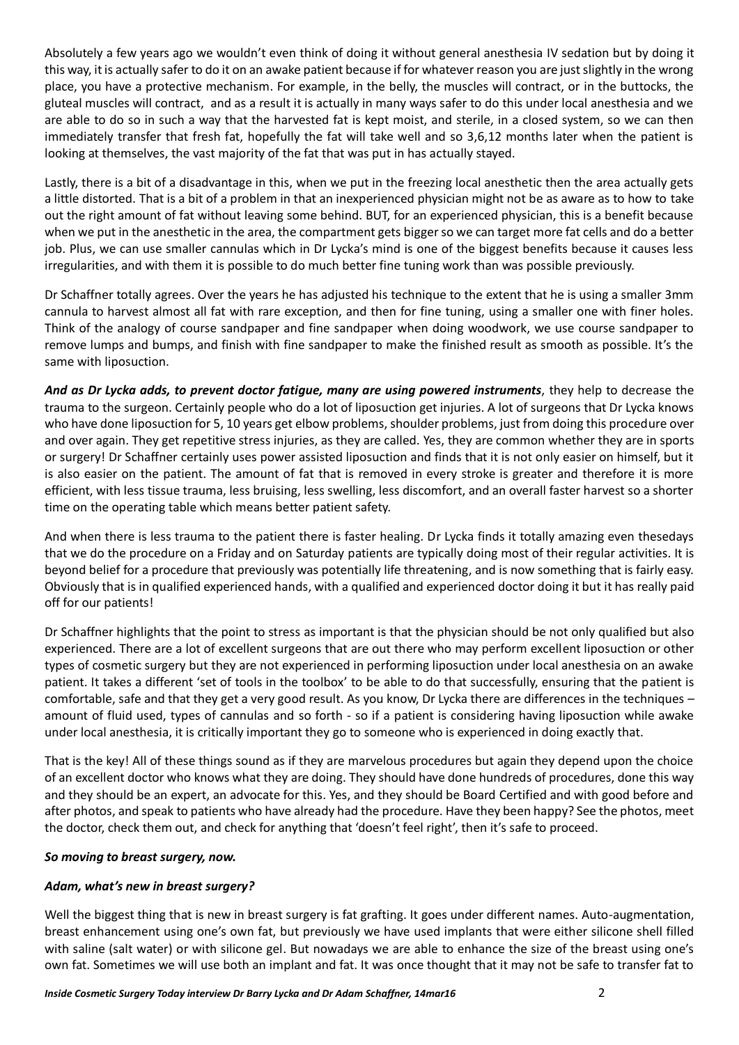Absolutely a few years ago we wouldn't even think of doing it without general anesthesia IV sedation but by doing it this way, it is actually safer to do it on an awake patient because if for whatever reason you are just slightly in the wrong place, you have a protective mechanism. For example, in the belly, the muscles will contract, or in the buttocks, the gluteal muscles will contract, and as a result it is actually in many ways safer to do this under local anesthesia and we are able to do so in such a way that the harvested fat is kept moist, and sterile, in a closed system, so we can then immediately transfer that fresh fat, hopefully the fat will take well and so 3,6,12 months later when the patient is looking at themselves, the vast majority of the fat that was put in has actually stayed.

Lastly, there is a bit of a disadvantage in this, when we put in the freezing local anesthetic then the area actually gets a little distorted. That is a bit of a problem in that an inexperienced physician might not be as aware as to how to take out the right amount of fat without leaving some behind. BUT, for an experienced physician, this is a benefit because when we put in the anesthetic in the area, the compartment gets bigger so we can target more fat cells and do a better job. Plus, we can use smaller cannulas which in Dr Lycka's mind is one of the biggest benefits because it causes less irregularities, and with them it is possible to do much better fine tuning work than was possible previously.

Dr Schaffner totally agrees. Over the years he has adjusted his technique to the extent that he is using a smaller 3mm cannula to harvest almost all fat with rare exception, and then for fine tuning, using a smaller one with finer holes. Think of the analogy of course sandpaper and fine sandpaper when doing woodwork, we use course sandpaper to remove lumps and bumps, and finish with fine sandpaper to make the finished result as smooth as possible. It's the same with liposuction.

***And as Dr Lycka adds, to prevent doctor fatigue, many are using powered instruments***, they help to decrease the trauma to the surgeon. Certainly people who do a lot of liposuction get injuries. A lot of surgeons that Dr Lycka knows who have done liposuction for 5, 10 years get elbow problems, shoulder problems, just from doing this procedure over and over again. They get repetitive stress injuries, as they are called. Yes, they are common whether they are in sports or surgery! Dr Schaffner certainly uses power assisted liposuction and finds that it is not only easier on himself, but it is also easier on the patient. The amount of fat that is removed in every stroke is greater and therefore it is more efficient, with less tissue trauma, less bruising, less swelling, less discomfort, and an overall faster harvest so a shorter time on the operating table which means better patient safety.

And when there is less trauma to the patient there is faster healing. Dr Lycka finds it totally amazing even thesedays that we do the procedure on a Friday and on Saturday patients are typically doing most of their regular activities. It is beyond belief for a procedure that previously was potentially life threatening, and is now something that is fairly easy. Obviously that is in qualified experienced hands, with a qualified and experienced doctor doing it but it has really paid off for our patients!

Dr Schaffner highlights that the point to stress as important is that the physician should be not only qualified but also experienced. There are a lot of excellent surgeons that are out there who may perform excellent liposuction or other types of cosmetic surgery but they are not experienced in performing liposuction under local anesthesia on an awake patient. It takes a different 'set of tools in the toolbox' to be able to do that successfully, ensuring that the patient is comfortable, safe and that they get a very good result. As you know, Dr Lycka there are differences in the techniques – amount of fluid used, types of cannulas and so forth - so if a patient is considering having liposuction while awake under local anesthesia, it is critically important they go to someone who is experienced in doing exactly that.

That is the key! All of these things sound as if they are marvelous procedures but again they depend upon the choice of an excellent doctor who knows what they are doing. They should have done hundreds of procedures, done this way and they should be an expert, an advocate for this. Yes, and they should be Board Certified and with good before and after photos, and speak to patients who have already had the procedure. Have they been happy? See the photos, meet the doctor, check them out, and check for anything that 'doesn't feel right', then it's safe to proceed.

***So moving to breast surgery, now.***

***Adam, what's new in breast surgery?***

Well the biggest thing that is new in breast surgery is fat grafting. It goes under different names. Auto-augmentation, breast enhancement using one's own fat, but previously we have used implants that were either silicone shell filled with saline (salt water) or with silicone gel. But nowadays we are able to enhance the size of the breast using one's own fat. Sometimes we will use both an implant and fat. It was once thought that it may not be safe to transfer fat to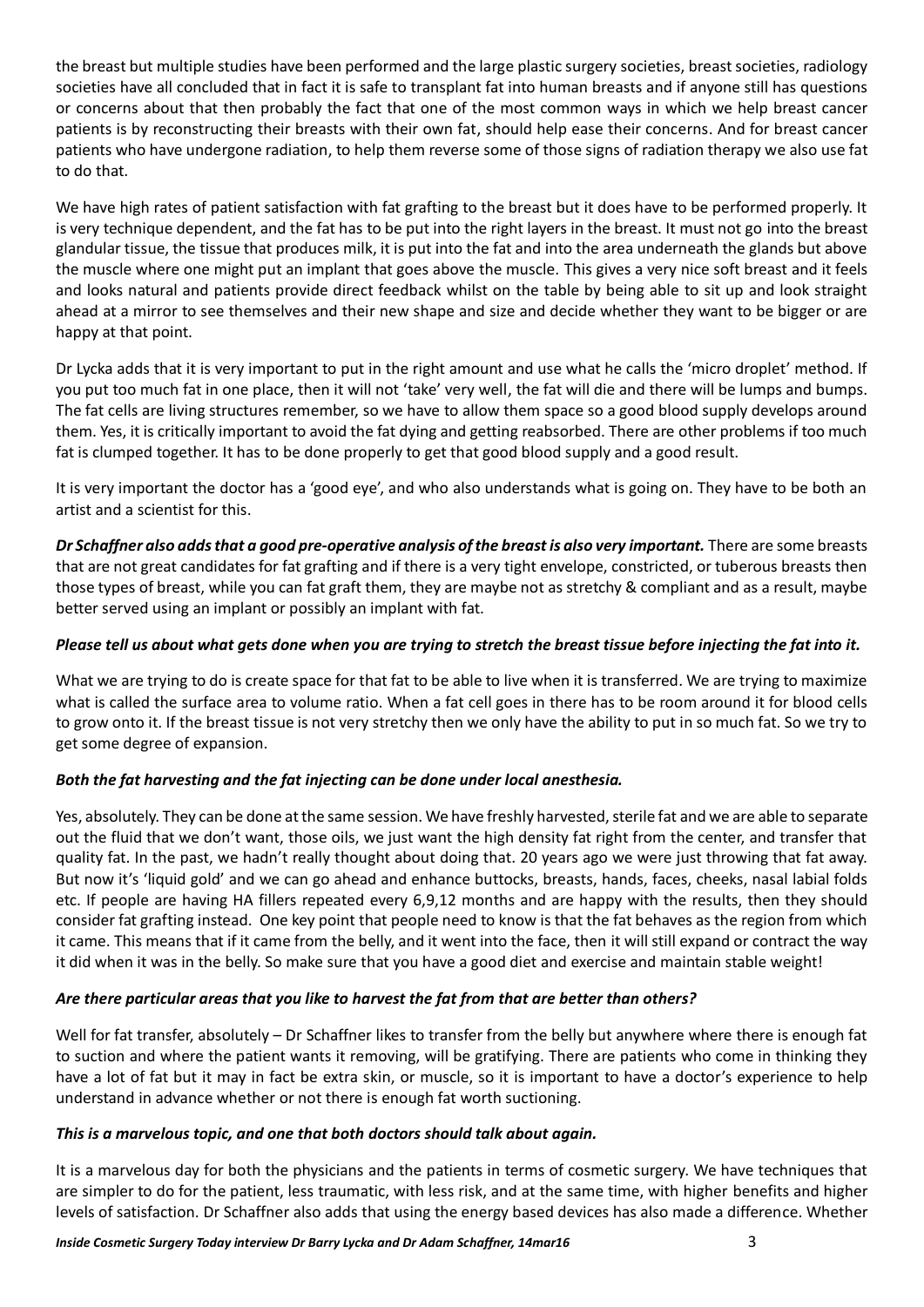the breast but multiple studies have been performed and the large plastic surgery societies, breast societies, radiology societies have all concluded that in fact it is safe to transplant fat into human breasts and if anyone still has questions or concerns about that then probably the fact that one of the most common ways in which we help breast cancer patients is by reconstructing their breasts with their own fat, should help ease their concerns. And for breast cancer patients who have undergone radiation, to help them reverse some of those signs of radiation therapy we also use fat to do that.

We have high rates of patient satisfaction with fat grafting to the breast but it does have to be performed properly. It is very technique dependent, and the fat has to be put into the right layers in the breast. It must not go into the breast glandular tissue, the tissue that produces milk, it is put into the fat and into the area underneath the glands but above the muscle where one might put an implant that goes above the muscle. This gives a very nice soft breast and it feels and looks natural and patients provide direct feedback whilst on the table by being able to sit up and look straight ahead at a mirror to see themselves and their new shape and size and decide whether they want to be bigger or are happy at that point.

Dr Lycka adds that it is very important to put in the right amount and use what he calls the 'micro droplet' method. If you put too much fat in one place, then it will not 'take' very well, the fat will die and there will be lumps and bumps. The fat cells are living structures remember, so we have to allow them space so a good blood supply develops around them. Yes, it is critically important to avoid the fat dying and getting reabsorbed. There are other problems if too much fat is clumped together. It has to be done properly to get that good blood supply and a good result.

It is very important the doctor has a 'good eye', and who also understands what is going on. They have to be both an artist and a scientist for this.

***Dr Schaffner also adds that a good pre-operative analysis of the breast is also very important.*** There are some breasts that are not great candidates for fat grafting and if there is a very tight envelope, constricted, or tuberous breasts then those types of breast, while you can fat graft them, they are maybe not as stretchy & compliant and as a result, maybe better served using an implant or possibly an implant with fat.

***Please tell us about what gets done when you are trying to stretch the breast tissue before injecting the fat into it.***

What we are trying to do is create space for that fat to be able to live when it is transferred. We are trying to maximize what is called the surface area to volume ratio. When a fat cell goes in there has to be room around it for blood cells to grow onto it. If the breast tissue is not very stretchy then we only have the ability to put in so much fat. So we try to get some degree of expansion.

***Both the fat harvesting and the fat injecting can be done under local anesthesia.***

Yes, absolutely. They can be done at the same session. We have freshly harvested, sterile fat and we are able to separate out the fluid that we don't want, those oils, we just want the high density fat right from the center, and transfer that quality fat. In the past, we hadn't really thought about doing that. 20 years ago we were just throwing that fat away. But now it's 'liquid gold' and we can go ahead and enhance buttocks, breasts, hands, faces, cheeks, nasal labial folds etc. If people are having HA fillers repeated every 6,9,12 months and are happy with the results, then they should consider fat grafting instead. One key point that people need to know is that the fat behaves as the region from which it came. This means that if it came from the belly, and it went into the face, then it will still expand or contract the way it did when it was in the belly. So make sure that you have a good diet and exercise and maintain stable weight!

***Are there particular areas that you like to harvest the fat from that are better than others?***

Well for fat transfer, absolutely – Dr Schaffner likes to transfer from the belly but anywhere where there is enough fat to suction and where the patient wants it removing, will be gratifying. There are patients who come in thinking they have a lot of fat but it may in fact be extra skin, or muscle, so it is important to have a doctor's experience to help understand in advance whether or not there is enough fat worth suctioning.

***This is a marvelous topic, and one that both doctors should talk about again.***

It is a marvelous day for both the physicians and the patients in terms of cosmetic surgery. We have techniques that are simpler to do for the patient, less traumatic, with less risk, and at the same time, with higher benefits and higher levels of satisfaction. Dr Schaffner also adds that using the energy based devices has also made a difference. Whether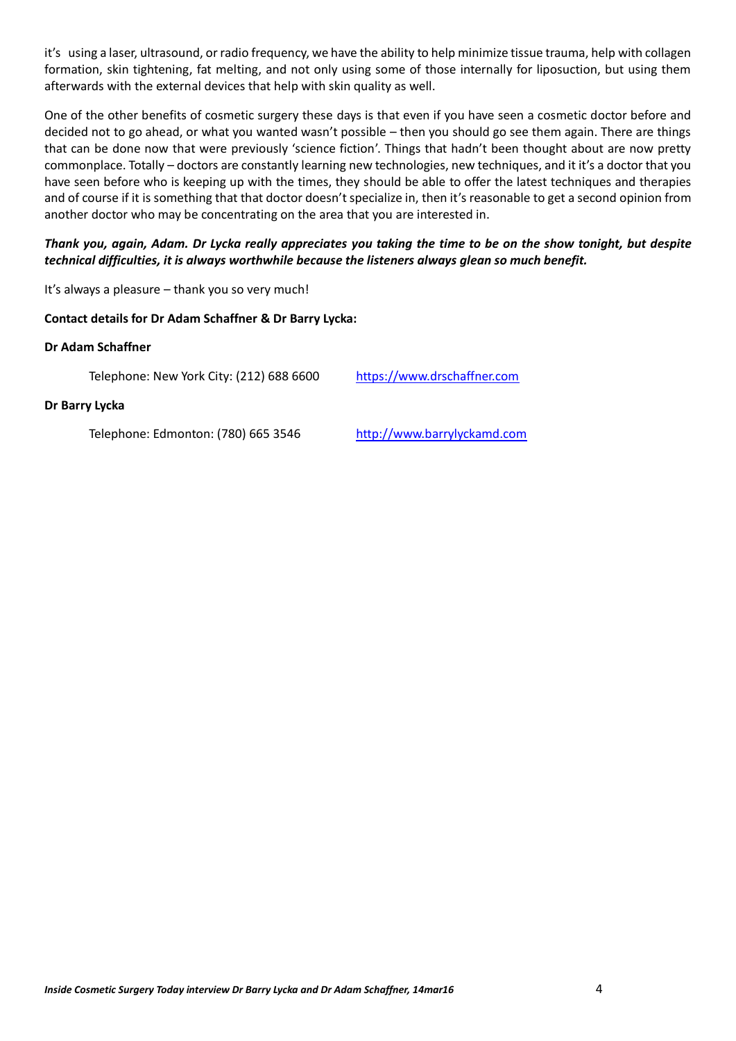it's using a laser, ultrasound, or radio frequency, we have the ability to help minimize tissue trauma, help with collagen formation, skin tightening, fat melting, and not only using some of those internally for liposuction, but using them afterwards with the external devices that help with skin quality as well.

One of the other benefits of cosmetic surgery these days is that even if you have seen a cosmetic doctor before and decided not to go ahead, or what you wanted wasn't possible – then you should go see them again. There are things that can be done now that were previously 'science fiction'. Things that hadn't been thought about are now pretty commonplace. Totally – doctors are constantly learning new technologies, new techniques, and it it's a doctor that you have seen before who is keeping up with the times, they should be able to offer the latest techniques and therapies and of course if it is something that that doctor doesn't specialize in, then it's reasonable to get a second opinion from another doctor who may be concentrating on the area that you are interested in.

***Thank you, again, Adam. Dr Lycka really appreciates you taking the time to be on the show tonight, but despite technical difficulties, it is always worthwhile because the listeners always glean so much benefit.***

It's always a pleasure – thank you so very much!

**Contact details for Dr Adam Schaffner & Dr Barry Lycka:**

**Dr Adam Schaffner**

Telephone: New York City: (212) 688 6600 https://www.drschaffner.com

**Dr Barry Lycka**

Telephone: Edmonton: (780) 665 3546 http://www.barrylyckamd.com